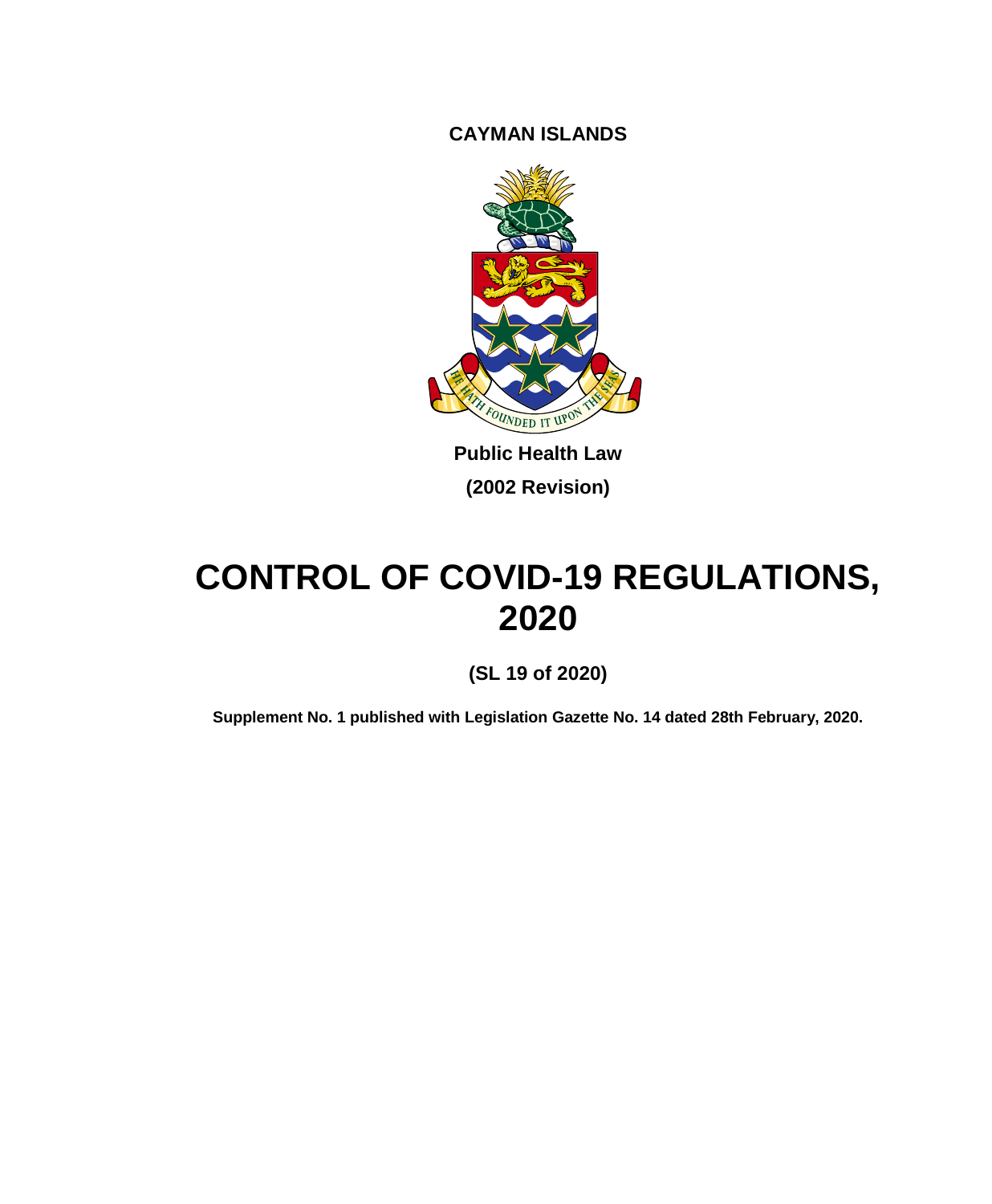**CAYMAN ISLANDS**

**Public Health Law**

**(2002 Revision)**

# CONTROL OF COVID-19 REGULATIONS, 2020

**(SL 19 of 2020)**

**Supplement No. 1 published with Legislation Gazette No. 14 dated 28th February, 2020.**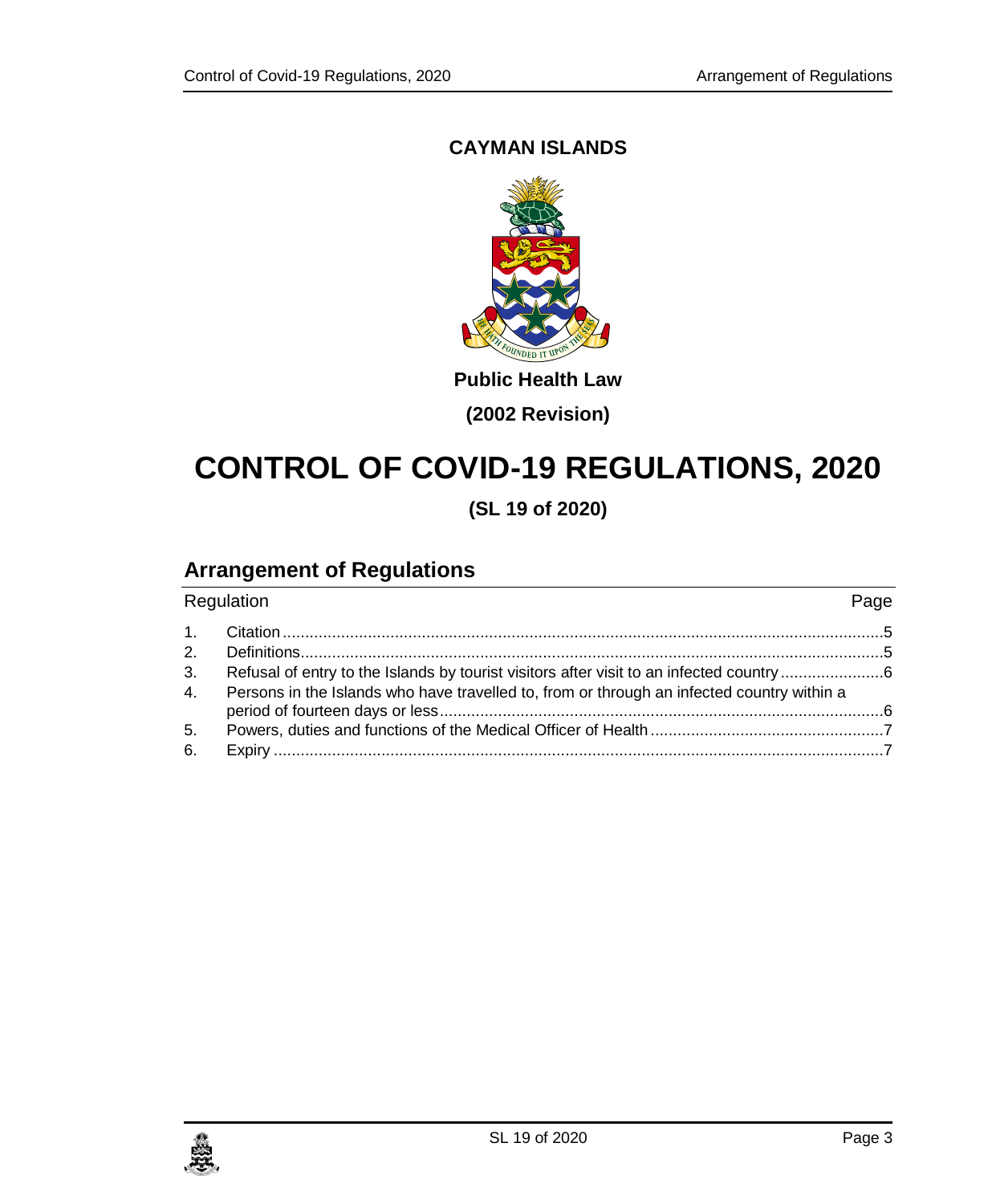**CAYMAN ISLANDS**

**Public Health Law**

**(2002 Revision)**

# CONTROL OF COVID-19 REGULATIONS, 2020

**(SL 19 of 2020)**

## Arrangement of Regulations

| Regulation | | Page |
|---|---|---|
| 1. | Citation | 5 |
| 2. | Definitions | 5 |
| 3. | Refusal of entry to the Islands by tourist visitors after visit to an infected country | 6 |
| 4. | Persons in the Islands who have travelled to, from or through an infected country within a period of fourteen days or less | 6 |
| 5. | Powers, duties and functions of the Medical Officer of Health | 7 |
| 6. | Expiry | 7 |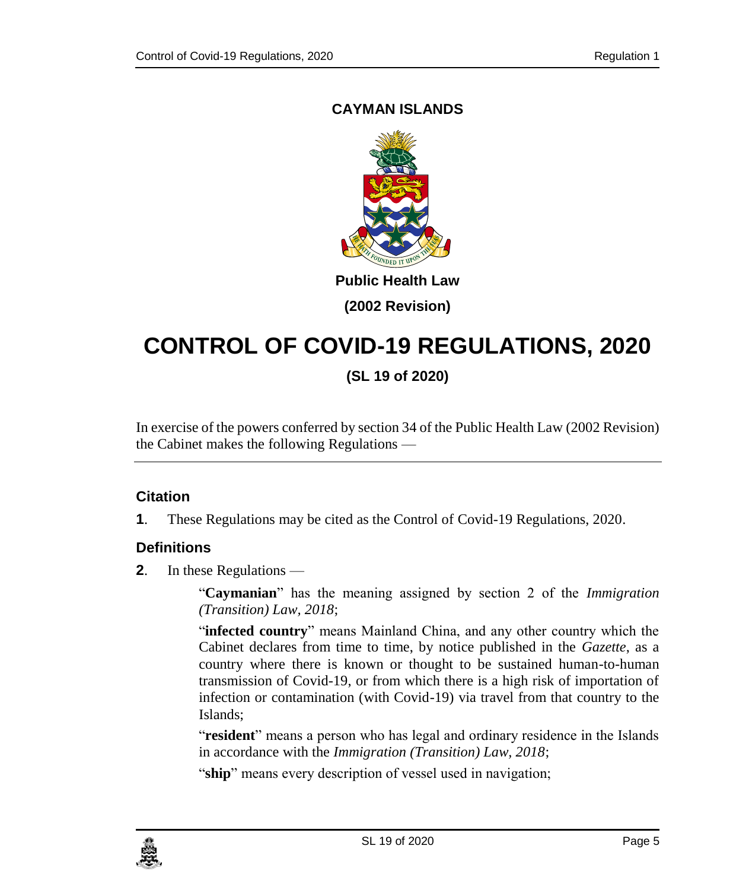**CAYMAN ISLANDS**

**Public Health Law**

**(2002 Revision)**

# CONTROL OF COVID-19 REGULATIONS, 2020

**(SL 19 of 2020)**

In exercise of the powers conferred by section 34 of the Public Health Law (2002 Revision) the Cabinet makes the following Regulations —

## Citation

**1**. These Regulations may be cited as the Control of Covid-19 Regulations, 2020.

## Definitions

**2**. In these Regulations —

"**Caymanian**" has the meaning assigned by section 2 of the *Immigration (Transition) Law, 2018*;

"**infected country**" means Mainland China, and any other country which the Cabinet declares from time to time, by notice published in the *Gazette*, as a country where there is known or thought to be sustained human-to-human transmission of Covid-19, or from which there is a high risk of importation of infection or contamination (with Covid-19) via travel from that country to the Islands;

"**resident**" means a person who has legal and ordinary residence in the Islands in accordance with the *Immigration (Transition) Law, 2018*;

"**ship**" means every description of vessel used in navigation;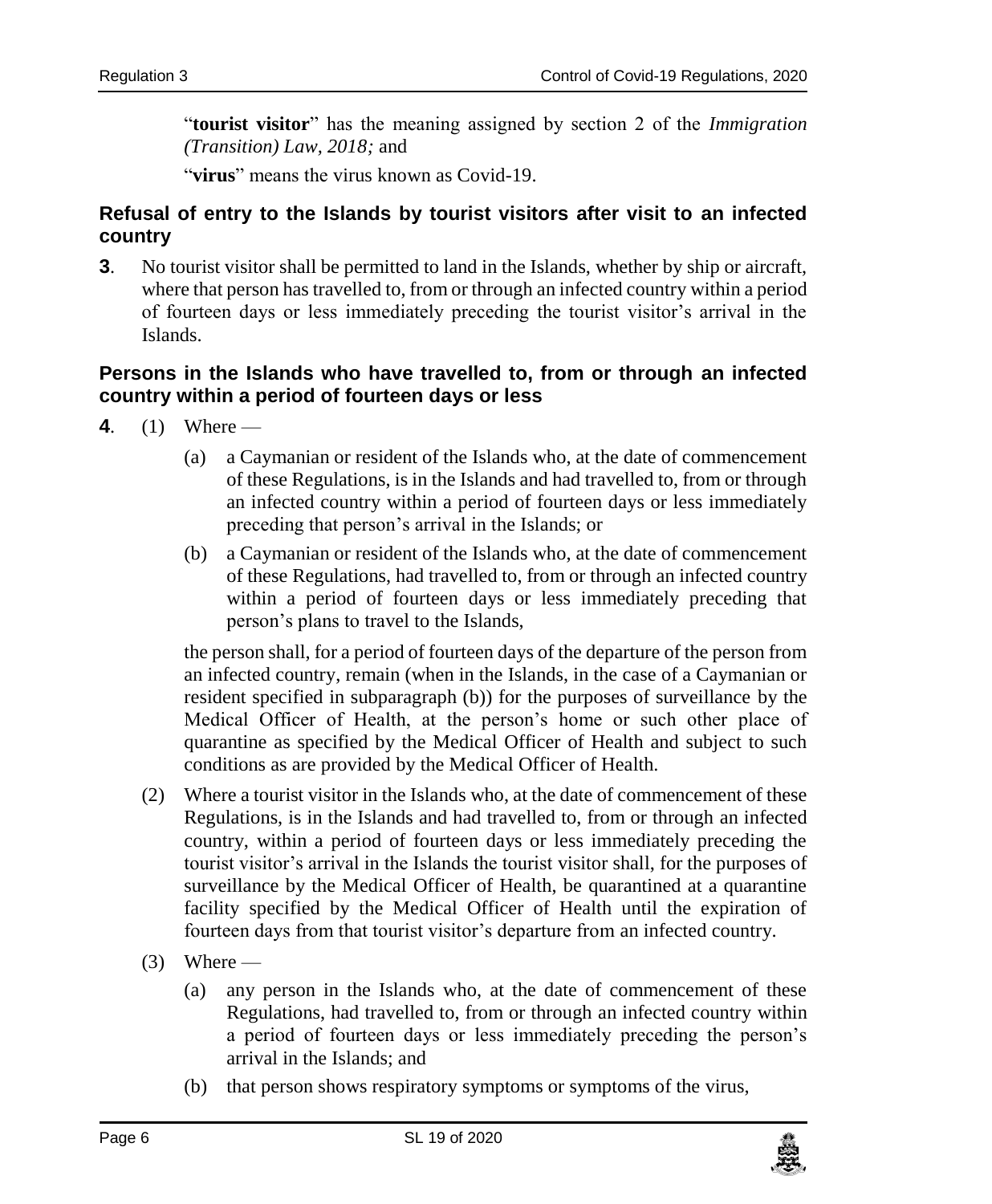"**tourist visitor**" has the meaning assigned by section 2 of the *Immigration (Transition) Law, 2018;* and

"**virus**" means the virus known as Covid-19.

### Refusal of entry to the Islands by tourist visitors after visit to an infected country

**3**. No tourist visitor shall be permitted to land in the Islands, whether by ship or aircraft, where that person has travelled to, from or through an infected country within a period of fourteen days or less immediately preceding the tourist visitor's arrival in the Islands.

### Persons in the Islands who have travelled to, from or through an infected country within a period of fourteen days or less

**4**. (1) Where —

(a) a Caymanian or resident of the Islands who, at the date of commencement of these Regulations, is in the Islands and had travelled to, from or through an infected country within a period of fourteen days or less immediately preceding that person's arrival in the Islands; or

(b) a Caymanian or resident of the Islands who, at the date of commencement of these Regulations, had travelled to, from or through an infected country within a period of fourteen days or less immediately preceding that person's plans to travel to the Islands,

the person shall, for a period of fourteen days of the departure of the person from an infected country, remain (when in the Islands, in the case of a Caymanian or resident specified in subparagraph (b)) for the purposes of surveillance by the Medical Officer of Health, at the person's home or such other place of quarantine as specified by the Medical Officer of Health and subject to such conditions as are provided by the Medical Officer of Health.

(2) Where a tourist visitor in the Islands who, at the date of commencement of these Regulations, is in the Islands and had travelled to, from or through an infected country, within a period of fourteen days or less immediately preceding the tourist visitor's arrival in the Islands the tourist visitor shall, for the purposes of surveillance by the Medical Officer of Health, be quarantined at a quarantine facility specified by the Medical Officer of Health until the expiration of fourteen days from that tourist visitor's departure from an infected country.

(3) Where —

(a) any person in the Islands who, at the date of commencement of these Regulations, had travelled to, from or through an infected country within a period of fourteen days or less immediately preceding the person's arrival in the Islands; and

(b) that person shows respiratory symptoms or symptoms of the virus,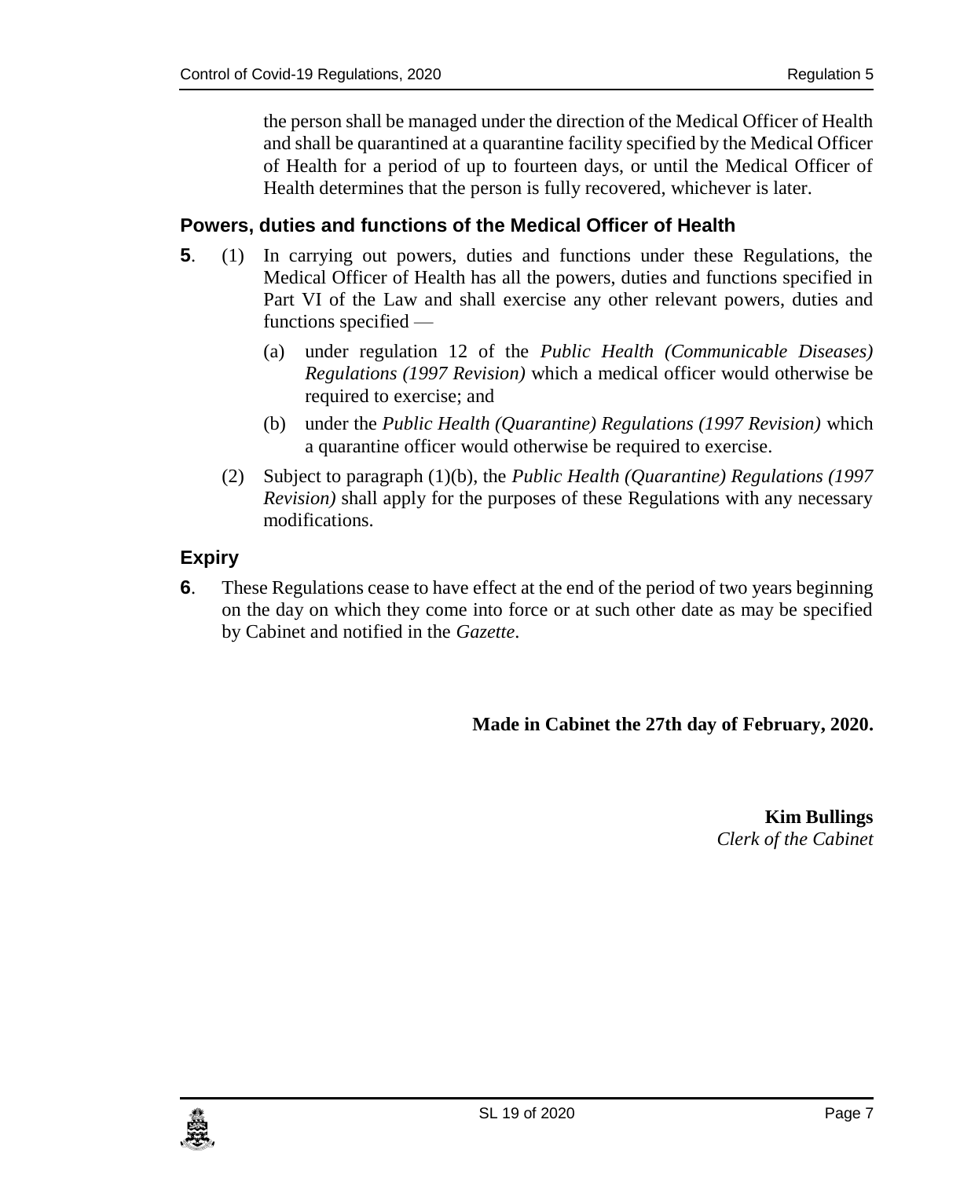the person shall be managed under the direction of the Medical Officer of Health and shall be quarantined at a quarantine facility specified by the Medical Officer of Health for a period of up to fourteen days, or until the Medical Officer of Health determines that the person is fully recovered, whichever is later.

## Powers, duties and functions of the Medical Officer of Health

**5**. (1) In carrying out powers, duties and functions under these Regulations, the Medical Officer of Health has all the powers, duties and functions specified in Part VI of the Law and shall exercise any other relevant powers, duties and functions specified —

(a) under regulation 12 of the *Public Health (Communicable Diseases) Regulations (1997 Revision)* which a medical officer would otherwise be required to exercise; and

(b) under the *Public Health (Quarantine) Regulations (1997 Revision)* which a quarantine officer would otherwise be required to exercise.

(2) Subject to paragraph (1)(b), the *Public Health (Quarantine) Regulations (1997 Revision)* shall apply for the purposes of these Regulations with any necessary modifications.

## Expiry

**6**. These Regulations cease to have effect at the end of the period of two years beginning on the day on which they come into force or at such other date as may be specified by Cabinet and notified in the *Gazette*.

**Made in Cabinet the 27th day of February, 2020.**

**Kim Bullings**
*Clerk of the Cabinet*